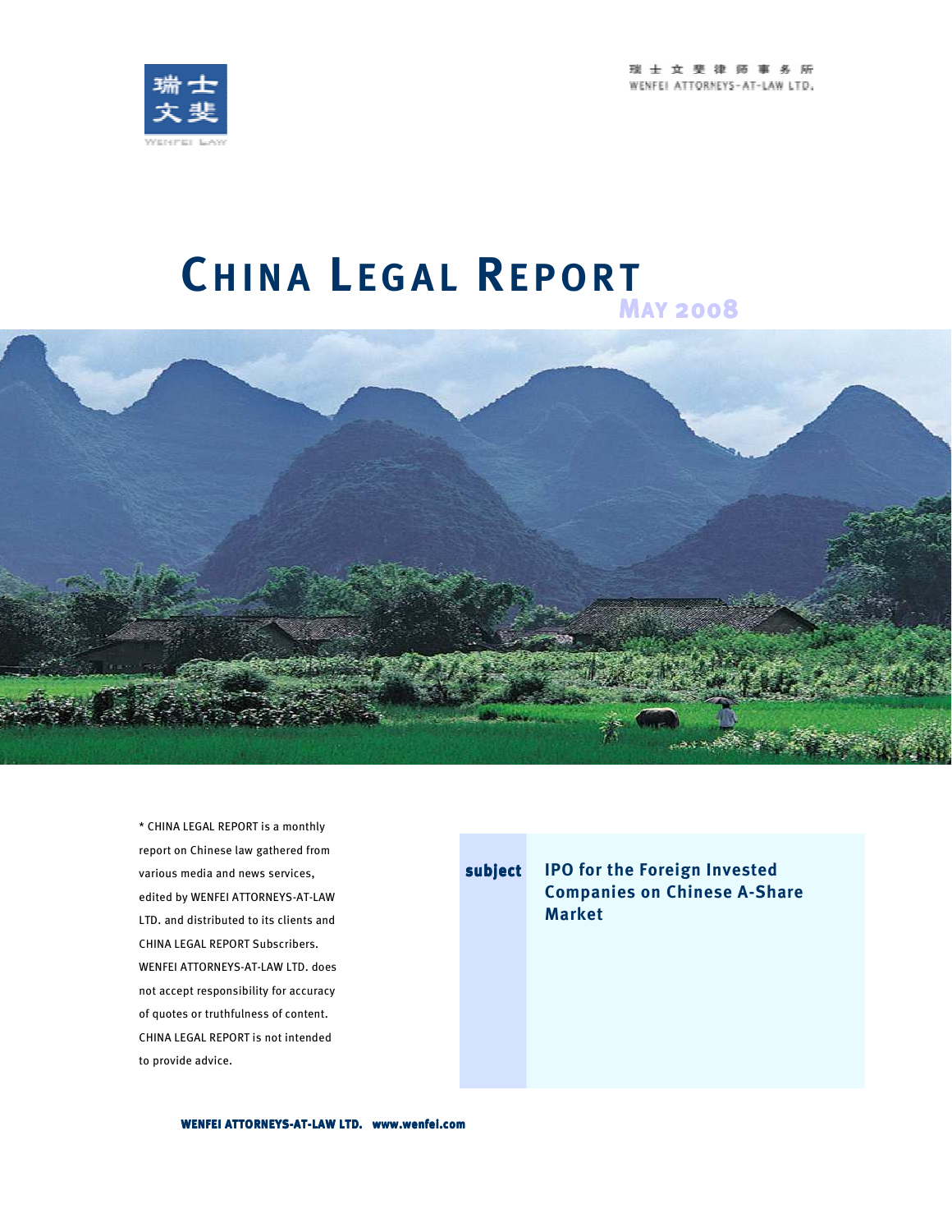瑞士文斐律师事务所
WENFEI ATTORNEYS-AT-LAW LTD.

# CHINA LEGAL REPORT

**MAY 2008**

* CHINA LEGAL REPORT is a monthly report on Chinese law gathered from various media and news services, edited by WENFEI ATTORNEYS-AT-LAW LTD. and distributed to its clients and CHINA LEGAL REPORT Subscribers. WENFEI ATTORNEYS-AT-LAW LTD. does not accept responsibility for accuracy of quotes or truthfulness of content. CHINA LEGAL REPORT is not intended to provide advice.

**subject** **IPO for the Foreign Invested Companies on Chinese A-Share Market**

**WENFEI ATTORNEYS-AT-LAW LTD. www.wenfei.com**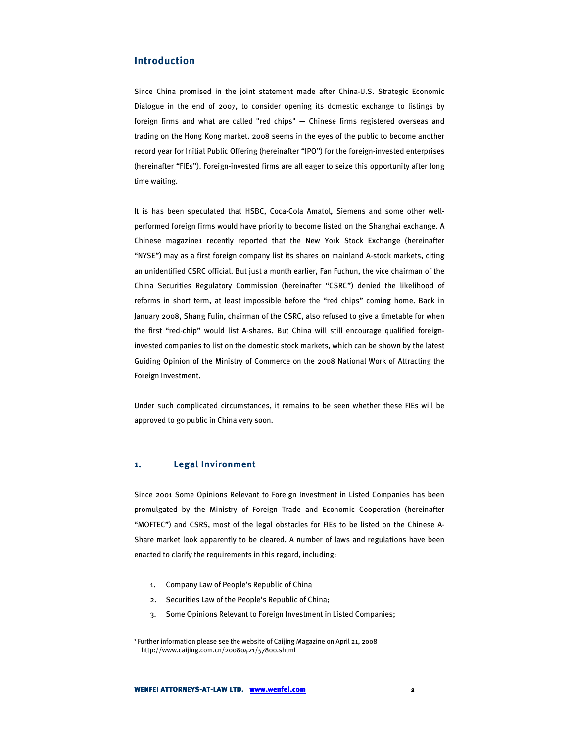## Introduction

Since China promised in the joint statement made after China-U.S. Strategic Economic Dialogue in the end of 2007, to consider opening its domestic exchange to listings by foreign firms and what are called "red chips" — Chinese firms registered overseas and trading on the Hong Kong market, 2008 seems in the eyes of the public to become another record year for Initial Public Offering (hereinafter "IPO") for the foreign-invested enterprises (hereinafter "FIEs"). Foreign-invested firms are all eager to seize this opportunity after long time waiting.

It is has been speculated that HSBC, Coca-Cola Amatol, Siemens and some other well-performed foreign firms would have priority to become listed on the Shanghai exchange. A Chinese magazine[1] recently reported that the New York Stock Exchange (hereinafter "NYSE") may as a first foreign company list its shares on mainland A-stock markets, citing an unidentified CSRC official. But just a month earlier, Fan Fuchun, the vice chairman of the China Securities Regulatory Commission (hereinafter "CSRC") denied the likelihood of reforms in short term, at least impossible before the "red chips" coming home. Back in January 2008, Shang Fulin, chairman of the CSRC, also refused to give a timetable for when the first "red-chip" would list A-shares. But China will still encourage qualified foreign-invested companies to list on the domestic stock markets, which can be shown by the latest Guiding Opinion of the Ministry of Commerce on the 2008 National Work of Attracting the Foreign Investment.

Under such complicated circumstances, it remains to be seen whether these FIEs will be approved to go public in China very soon.

## 1. Legal Invironment

Since 2001 Some Opinions Relevant to Foreign Investment in Listed Companies has been promulgated by the Ministry of Foreign Trade and Economic Cooperation (hereinafter "MOFTEC") and CSRS, most of the legal obstacles for FIEs to be listed on the Chinese A-Share market look apparently to be cleared. A number of laws and regulations have been enacted to clarify the requirements in this regard, including:

1. Company Law of People's Republic of China
2. Securities Law of the People's Republic of China;
3. Some Opinions Relevant to Foreign Investment in Listed Companies;

[1] Further information please see the website of Caijing Magazine on April 21, 2008 http://www.caijing.com.cn/20080421/57800.shtml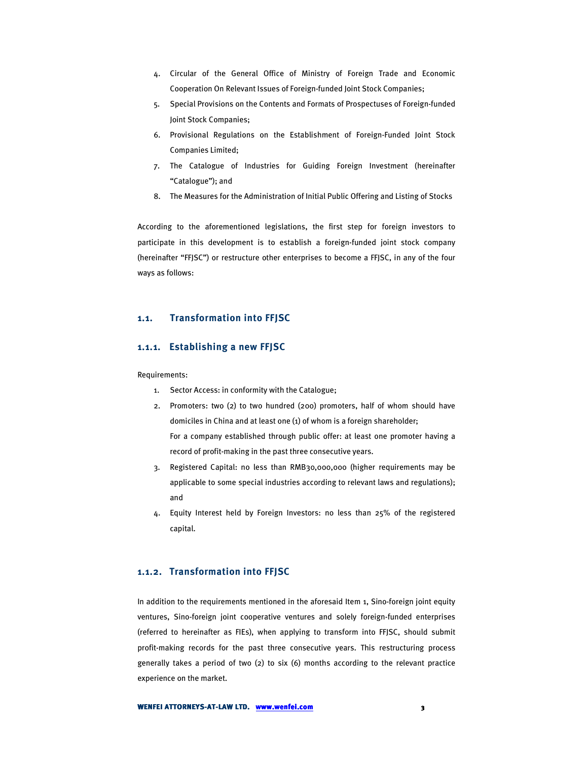4. Circular of the General Office of Ministry of Foreign Trade and Economic Cooperation On Relevant Issues of Foreign-funded Joint Stock Companies;
5. Special Provisions on the Contents and Formats of Prospectuses of Foreign-funded Joint Stock Companies;
6. Provisional Regulations on the Establishment of Foreign-Funded Joint Stock Companies Limited;
7. The Catalogue of Industries for Guiding Foreign Investment (hereinafter "Catalogue"); and
8. The Measures for the Administration of Initial Public Offering and Listing of Stocks

According to the aforementioned legislations, the first step for foreign investors to participate in this development is to establish a foreign-funded joint stock company (hereinafter "FFJSC") or restructure other enterprises to become a FFJSC, in any of the four ways as follows:

## 1.1. Transformation into FFJSC

### 1.1.1. Establishing a new FFJSC

Requirements:

1. Sector Access: in conformity with the Catalogue;
2. Promoters: two (2) to two hundred (200) promoters, half of whom should have domiciles in China and at least one (1) of whom is a foreign shareholder;
   For a company established through public offer: at least one promoter having a record of profit-making in the past three consecutive years.
3. Registered Capital: no less than RMB30,000,000 (higher requirements may be applicable to some special industries according to relevant laws and regulations); and
4. Equity Interest held by Foreign Investors: no less than 25% of the registered capital.

### 1.1.2. Transformation into FFJSC

In addition to the requirements mentioned in the aforesaid Item 1, Sino-foreign joint equity ventures, Sino-foreign joint cooperative ventures and solely foreign-funded enterprises (referred to hereinafter as FIEs), when applying to transform into FFJSC, should submit profit-making records for the past three consecutive years. This restructuring process generally takes a period of two (2) to six (6) months according to the relevant practice experience on the market.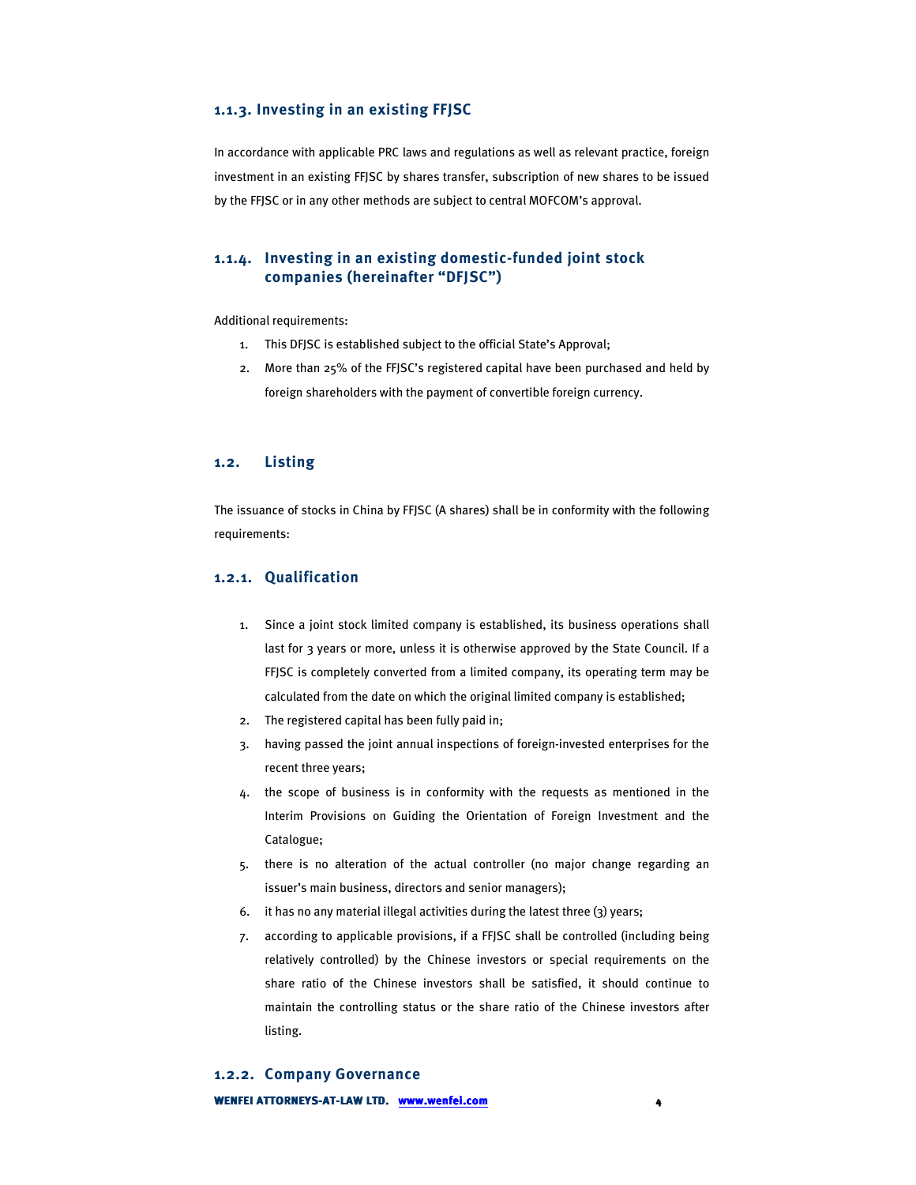### 1.1.3. Investing in an existing FFJSC

In accordance with applicable PRC laws and regulations as well as relevant practice, foreign investment in an existing FFJSC by shares transfer, subscription of new shares to be issued by the FFJSC or in any other methods are subject to central MOFCOM's approval.

### 1.1.4. Investing in an existing domestic-funded joint stock companies (hereinafter "DFJSC")

Additional requirements:

1. This DFJSC is established subject to the official State's Approval;
2. More than 25% of the FFJSC's registered capital have been purchased and held by foreign shareholders with the payment of convertible foreign currency.

## 1.2. Listing

The issuance of stocks in China by FFJSC (A shares) shall be in conformity with the following requirements:

### 1.2.1. Qualification

1. Since a joint stock limited company is established, its business operations shall last for 3 years or more, unless it is otherwise approved by the State Council. If a FFJSC is completely converted from a limited company, its operating term may be calculated from the date on which the original limited company is established;
2. The registered capital has been fully paid in;
3. having passed the joint annual inspections of foreign-invested enterprises for the recent three years;
4. the scope of business is in conformity with the requests as mentioned in the Interim Provisions on Guiding the Orientation of Foreign Investment and the Catalogue;
5. there is no alteration of the actual controller (no major change regarding an issuer's main business, directors and senior managers);
6. it has no any material illegal activities during the latest three (3) years;
7. according to applicable provisions, if a FFJSC shall be controlled (including being relatively controlled) by the Chinese investors or special requirements on the share ratio of the Chinese investors shall be satisfied, it should continue to maintain the controlling status or the share ratio of the Chinese investors after listing.

### 1.2.2. Company Governance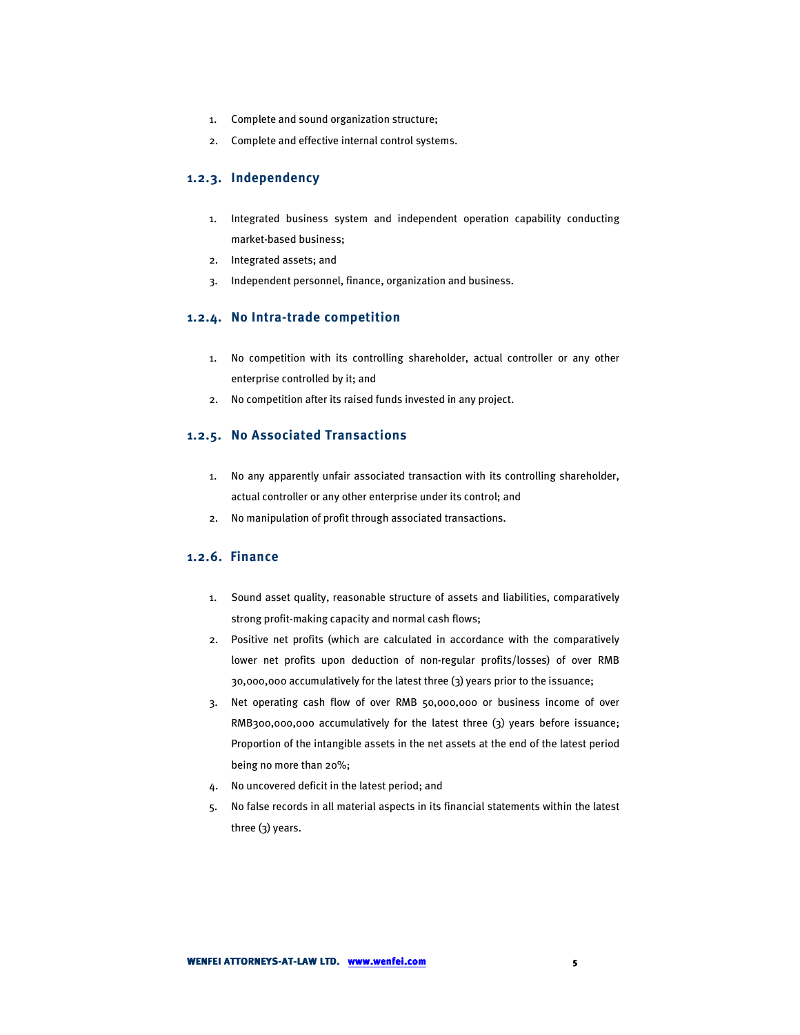1. Complete and sound organization structure;
2. Complete and effective internal control systems.

### 1.2.3. Independency

1. Integrated business system and independent operation capability conducting market-based business;
2. Integrated assets; and
3. Independent personnel, finance, organization and business.

### 1.2.4. No Intra-trade competition

1. No competition with its controlling shareholder, actual controller or any other enterprise controlled by it; and
2. No competition after its raised funds invested in any project.

### 1.2.5. No Associated Transactions

1. No any apparently unfair associated transaction with its controlling shareholder, actual controller or any other enterprise under its control; and
2. No manipulation of profit through associated transactions.

### 1.2.6. Finance

1. Sound asset quality, reasonable structure of assets and liabilities, comparatively strong profit-making capacity and normal cash flows;
2. Positive net profits (which are calculated in accordance with the comparatively lower net profits upon deduction of non-regular profits/losses) of over RMB 30,000,000 accumulatively for the latest three (3) years prior to the issuance;
3. Net operating cash flow of over RMB 50,000,000 or business income of over RMB300,000,000 accumulatively for the latest three (3) years before issuance; Proportion of the intangible assets in the net assets at the end of the latest period being no more than 20%;
4. No uncovered deficit in the latest period; and
5. No false records in all material aspects in its financial statements within the latest three (3) years.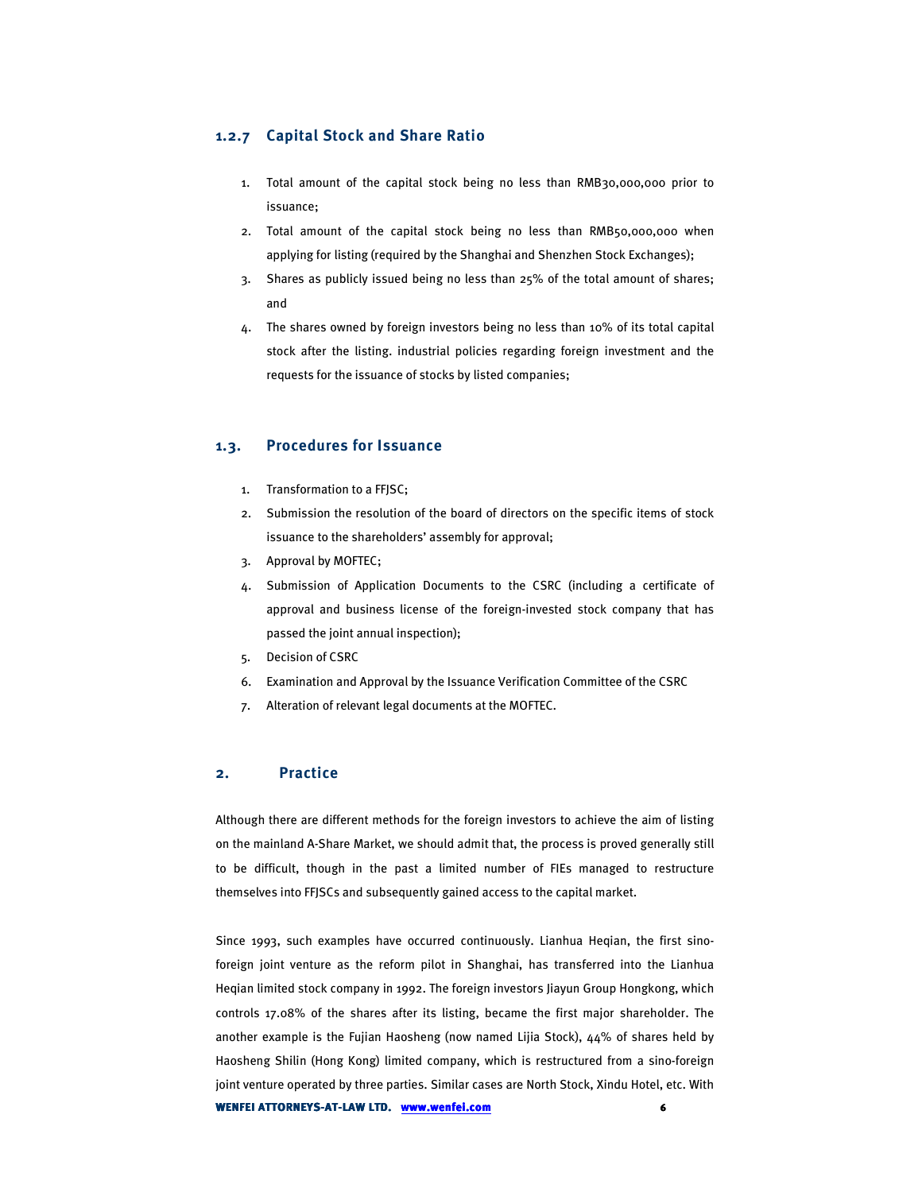### 1.2.7 Capital Stock and Share Ratio

1. Total amount of the capital stock being no less than RMB30,000,000 prior to issuance;
2. Total amount of the capital stock being no less than RMB50,000,000 when applying for listing (required by the Shanghai and Shenzhen Stock Exchanges);
3. Shares as publicly issued being no less than 25% of the total amount of shares; and
4. The shares owned by foreign investors being no less than 10% of its total capital stock after the listing. industrial policies regarding foreign investment and the requests for the issuance of stocks by listed companies;

## 1.3. Procedures for Issuance

1. Transformation to a FFJSC;
2. Submission the resolution of the board of directors on the specific items of stock issuance to the shareholders' assembly for approval;
3. Approval by MOFTEC;
4. Submission of Application Documents to the CSRC (including a certificate of approval and business license of the foreign-invested stock company that has passed the joint annual inspection);
5. Decision of CSRC
6. Examination and Approval by the Issuance Verification Committee of the CSRC
7. Alteration of relevant legal documents at the MOFTEC.

# 2. Practice

Although there are different methods for the foreign investors to achieve the aim of listing on the mainland A-Share Market, we should admit that, the process is proved generally still to be difficult, though in the past a limited number of FIEs managed to restructure themselves into FFJSCs and subsequently gained access to the capital market.

Since 1993, such examples have occurred continuously. Lianhua Heqian, the first sino-foreign joint venture as the reform pilot in Shanghai, has transferred into the Lianhua Heqian limited stock company in 1992. The foreign investors Jiayun Group Hongkong, which controls 17.08% of the shares after its listing, became the first major shareholder. The another example is the Fujian Haosheng (now named Lijia Stock), 44% of shares held by Haosheng Shilin (Hong Kong) limited company, which is restructured from a sino-foreign joint venture operated by three parties. Similar cases are North Stock, Xindu Hotel, etc. With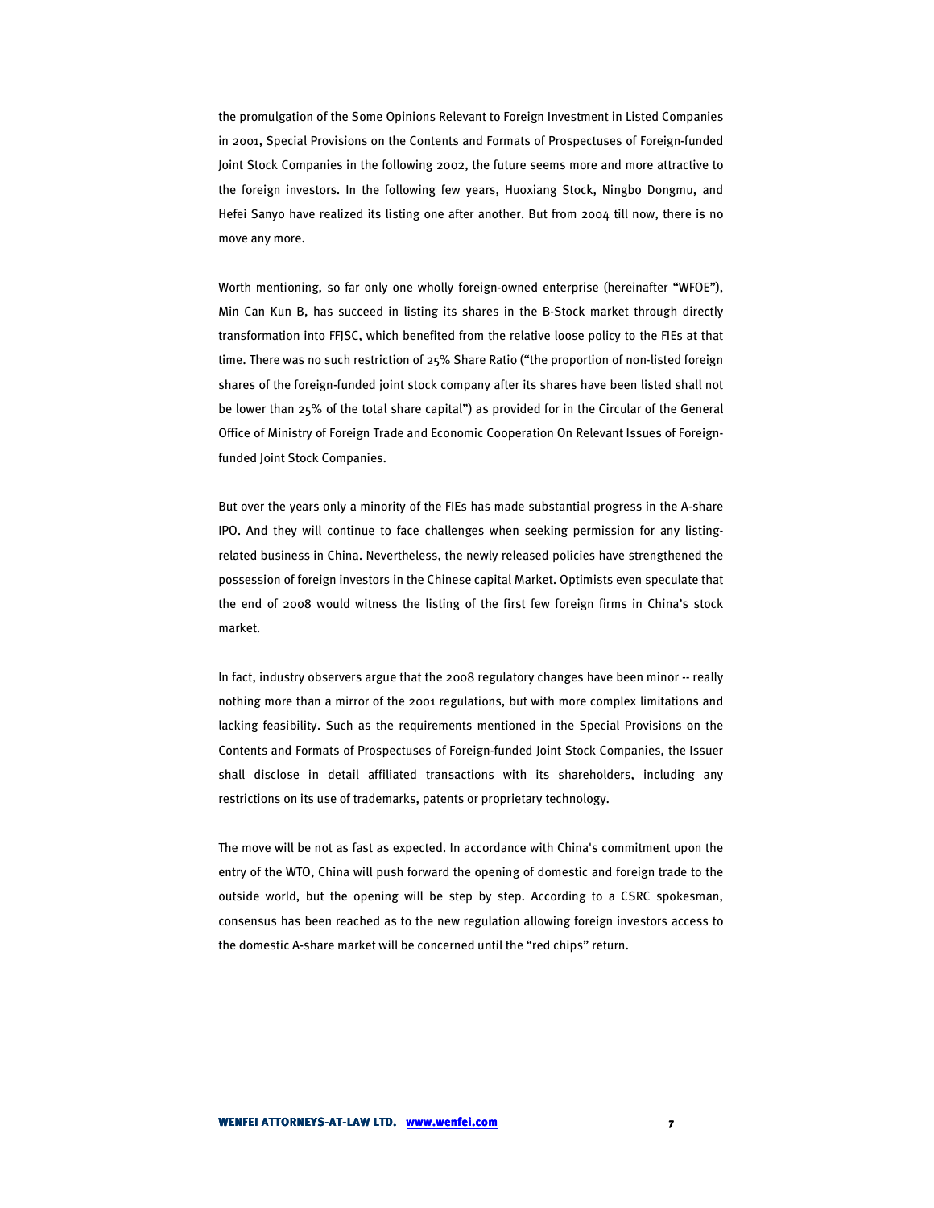the promulgation of the Some Opinions Relevant to Foreign Investment in Listed Companies in 2001, Special Provisions on the Contents and Formats of Prospectuses of Foreign-funded Joint Stock Companies in the following 2002, the future seems more and more attractive to the foreign investors. In the following few years, Huoxiang Stock, Ningbo Dongmu, and Hefei Sanyo have realized its listing one after another. But from 2004 till now, there is no move any more.

Worth mentioning, so far only one wholly foreign-owned enterprise (hereinafter "WFOE"), Min Can Kun B, has succeed in listing its shares in the B-Stock market through directly transformation into FFJSC, which benefited from the relative loose policy to the FIEs at that time. There was no such restriction of 25% Share Ratio ("the proportion of non-listed foreign shares of the foreign-funded joint stock company after its shares have been listed shall not be lower than 25% of the total share capital") as provided for in the Circular of the General Office of Ministry of Foreign Trade and Economic Cooperation On Relevant Issues of Foreign-funded Joint Stock Companies.

But over the years only a minority of the FIEs has made substantial progress in the A-share IPO. And they will continue to face challenges when seeking permission for any listing-related business in China. Nevertheless, the newly released policies have strengthened the possession of foreign investors in the Chinese capital Market. Optimists even speculate that the end of 2008 would witness the listing of the first few foreign firms in China's stock market.

In fact, industry observers argue that the 2008 regulatory changes have been minor -- really nothing more than a mirror of the 2001 regulations, but with more complex limitations and lacking feasibility. Such as the requirements mentioned in the Special Provisions on the Contents and Formats of Prospectuses of Foreign-funded Joint Stock Companies, the Issuer shall disclose in detail affiliated transactions with its shareholders, including any restrictions on its use of trademarks, patents or proprietary technology.

The move will be not as fast as expected. In accordance with China's commitment upon the entry of the WTO, China will push forward the opening of domestic and foreign trade to the outside world, but the opening will be step by step. According to a CSRC spokesman, consensus has been reached as to the new regulation allowing foreign investors access to the domestic A-share market will be concerned until the "red chips" return.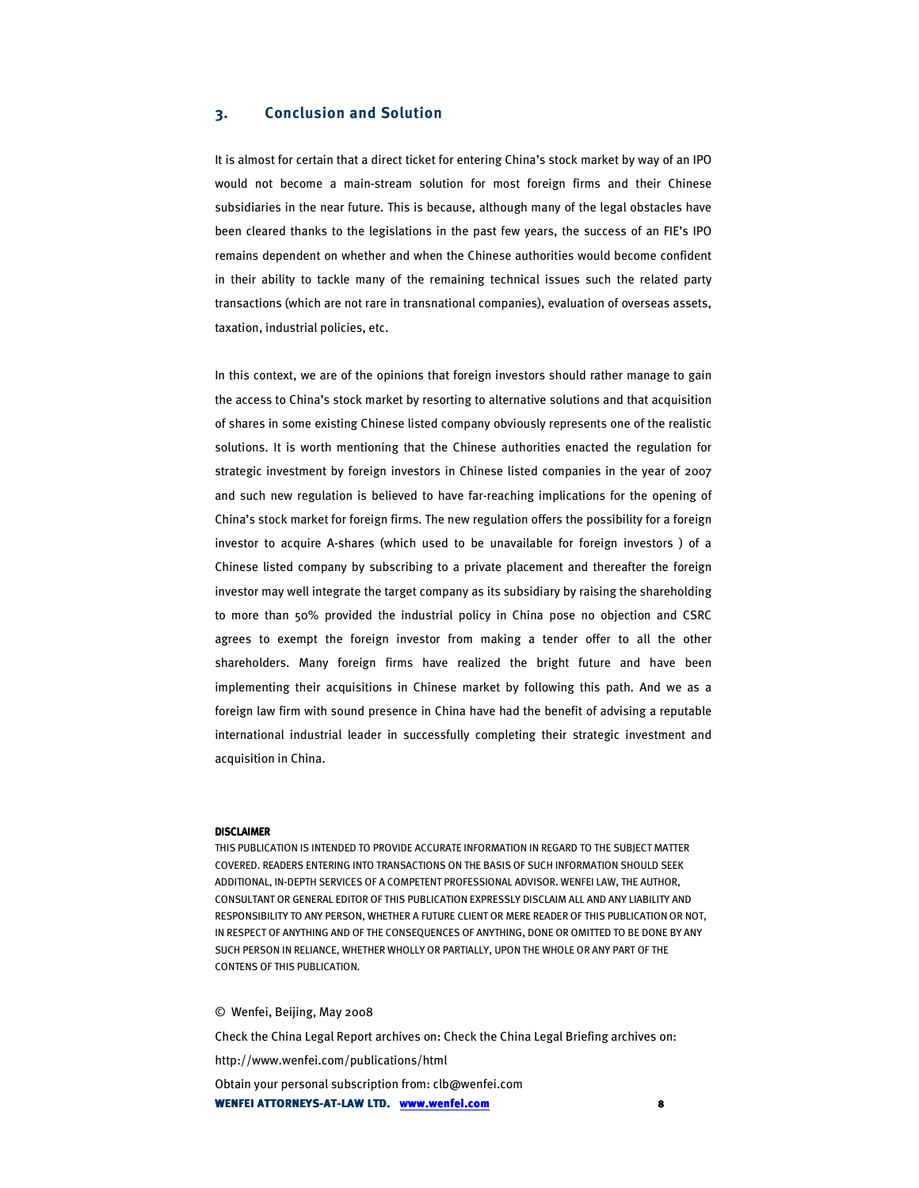## 3. Conclusion and Solution

It is almost for certain that a direct ticket for entering China's stock market by way of an IPO would not become a main-stream solution for most foreign firms and their Chinese subsidiaries in the near future. This is because, although many of the legal obstacles have been cleared thanks to the legislations in the past few years, the success of an FIE's IPO remains dependent on whether and when the Chinese authorities would become confident in their ability to tackle many of the remaining technical issues such the related party transactions (which are not rare in transnational companies), evaluation of overseas assets, taxation, industrial policies, etc.

In this context, we are of the opinions that foreign investors should rather manage to gain the access to China's stock market by resorting to alternative solutions and that acquisition of shares in some existing Chinese listed company obviously represents one of the realistic solutions. It is worth mentioning that the Chinese authorities enacted the regulation for strategic investment by foreign investors in Chinese listed companies in the year of 2007 and such new regulation is believed to have far-reaching implications for the opening of China's stock market for foreign firms. The new regulation offers the possibility for a foreign investor to acquire A-shares (which used to be unavailable for foreign investors ) of a Chinese listed company by subscribing to a private placement and thereafter the foreign investor may well integrate the target company as its subsidiary by raising the shareholding to more than 50% provided the industrial policy in China pose no objection and CSRC agrees to exempt the foreign investor from making a tender offer to all the other shareholders. Many foreign firms have realized the bright future and have been implementing their acquisitions in Chinese market by following this path. And we as a foreign law firm with sound presence in China have had the benefit of advising a reputable international industrial leader in successfully completing their strategic investment and acquisition in China.

**DISCLAIMER**

THIS PUBLICATION IS INTENDED TO PROVIDE ACCURATE INFORMATION IN REGARD TO THE SUBJECT MATTER COVERED. READERS ENTERING INTO TRANSACTIONS ON THE BASIS OF SUCH INFORMATION SHOULD SEEK ADDITIONAL, IN-DEPTH SERVICES OF A COMPETENT PROFESSIONAL ADVISOR. WENFEI LAW, THE AUTHOR, CONSULTANT OR GENERAL EDITOR OF THIS PUBLICATION EXPRESSLY DISCLAIM ALL AND ANY LIABILITY AND RESPONSIBILITY TO ANY PERSON, WHETHER A FUTURE CLIENT OR MERE READER OF THIS PUBLICATION OR NOT, IN RESPECT OF ANYTHING AND OF THE CONSEQUENCES OF ANYTHING, DONE OR OMITTED TO BE DONE BY ANY SUCH PERSON IN RELIANCE, WHETHER WHOLLY OR PARTIALLY, UPON THE WHOLE OR ANY PART OF THE CONTENS OF THIS PUBLICATION.

© Wenfei, Beijing, May 2008

Check the China Legal Report archives on: Check the China Legal Briefing archives on:

http://www.wenfei.com/publications/html

Obtain your personal subscription from: clb@wenfei.com